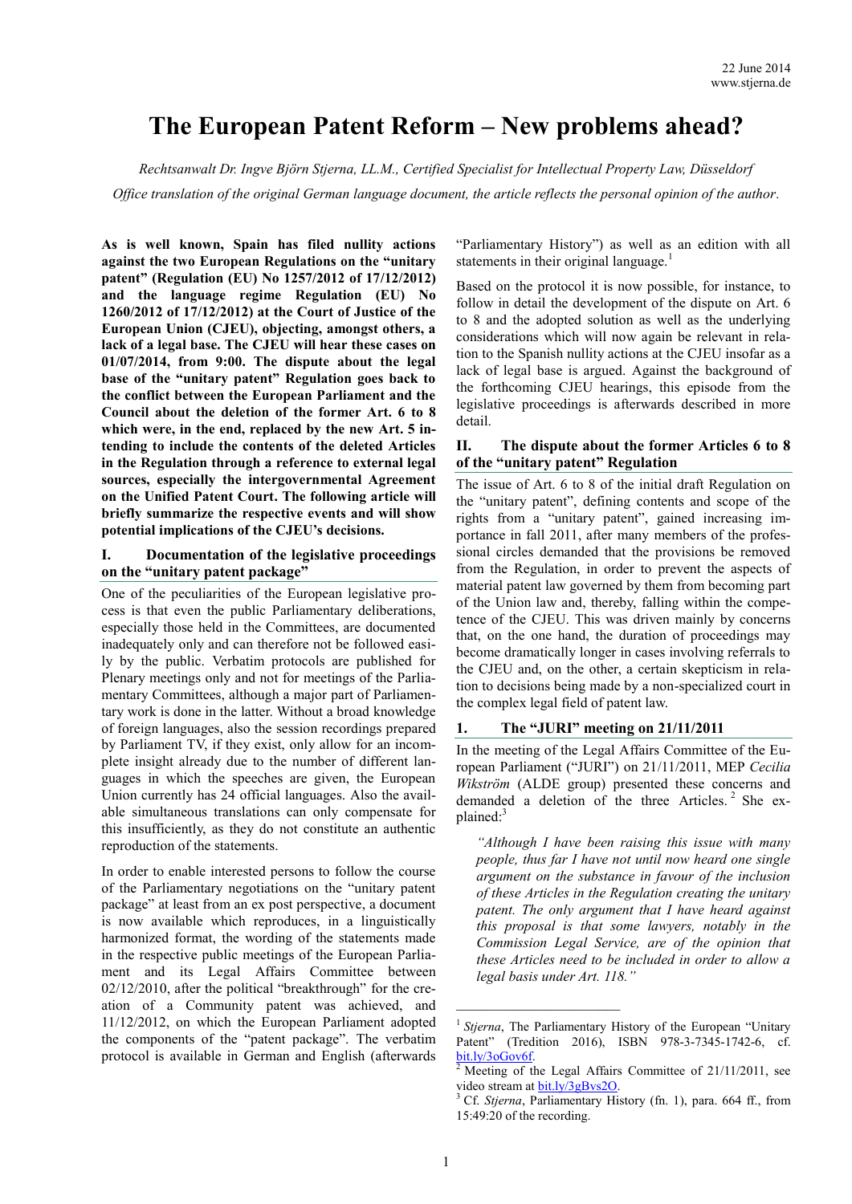22 June 2014
www.stjerna.de

# The European Patent Reform – New problems ahead?

*Rechtsanwalt Dr. Ingve Björn Stjerna, LL.M., Certified Specialist for Intellectual Property Law, Düsseldorf*

*Office translation of the original German language document, the article reflects the personal opinion of the author.*

**As is well known, Spain has filed nullity actions against the two European Regulations on the "unitary patent" (Regulation (EU) No 1257/2012 of 17/12/2012) and the language regime Regulation (EU) No 1260/2012 of 17/12/2012) at the Court of Justice of the European Union (CJEU), objecting, amongst others, a lack of a legal base. The CJEU will hear these cases on 01/07/2014, from 9:00. The dispute about the legal base of the "unitary patent" Regulation goes back to the conflict between the European Parliament and the Council about the deletion of the former Art. 6 to 8 which were, in the end, replaced by the new Art. 5 intending to include the contents of the deleted Articles in the Regulation through a reference to external legal sources, especially the intergovernmental Agreement on the Unified Patent Court. The following article will briefly summarize the respective events and will show potential implications of the CJEU's decisions.**

## I. Documentation of the legislative proceedings on the "unitary patent package"

One of the peculiarities of the European legislative process is that even the public Parliamentary deliberations, especially those held in the Committees, are documented inadequately only and can therefore not be followed easily by the public. Verbatim protocols are published for Plenary meetings only and not for meetings of the Parliamentary Committees, although a major part of Parliamentary work is done in the latter. Without a broad knowledge of foreign languages, also the session recordings prepared by Parliament TV, if they exist, only allow for an incomplete insight already due to the number of different languages in which the speeches are given, the European Union currently has 24 official languages. Also the available simultaneous translations can only compensate for this insufficiently, as they do not constitute an authentic reproduction of the statements.

In order to enable interested persons to follow the course of the Parliamentary negotiations on the "unitary patent package" at least from an ex post perspective, a document is now available which reproduces, in a linguistically harmonized format, the wording of the statements made in the respective public meetings of the European Parliament and its Legal Affairs Committee between 02/12/2010, after the political "breakthrough" for the creation of a Community patent was achieved, and 11/12/2012, on which the European Parliament adopted the components of the "patent package". The verbatim protocol is available in German and English (afterwards "Parliamentary History") as well as an edition with all statements in their original language.[1]

Based on the protocol it is now possible, for instance, to follow in detail the development of the dispute on Art. 6 to 8 and the adopted solution as well as the underlying considerations which will now again be relevant in relation to the Spanish nullity actions at the CJEU insofar as a lack of legal base is argued. Against the background of the forthcoming CJEU hearings, this episode from the legislative proceedings is afterwards described in more detail.

## II. The dispute about the former Articles 6 to 8 of the "unitary patent" Regulation

The issue of Art. 6 to 8 of the initial draft Regulation on the "unitary patent", defining contents and scope of the rights from a "unitary patent", gained increasing importance in fall 2011, after many members of the professional circles demanded that the provisions be removed from the Regulation, in order to prevent the aspects of material patent law governed by them from becoming part of the Union law and, thereby, falling within the competence of the CJEU. This was driven mainly by concerns that, on the one hand, the duration of proceedings may become dramatically longer in cases involving referrals to the CJEU and, on the other, a certain skepticism in relation to decisions being made by a non-specialized court in the complex legal field of patent law.

### 1. The "JURI" meeting on 21/11/2011

In the meeting of the Legal Affairs Committee of the European Parliament ("JURI") on 21/11/2011, MEP *Cecilia Wikström* (ALDE group) presented these concerns and demanded a deletion of the three Articles.[2] She explained:[3]

> *"Although I have been raising this issue with many people, thus far I have not until now heard one single argument on the substance in favour of the inclusion of these Articles in the Regulation creating the unitary patent. The only argument that I have heard against this proposal is that some lawyers, notably in the Commission Legal Service, are of the opinion that these Articles need to be included in order to allow a legal basis under Art. 118."*

---

[1] *Stjerna*, The Parliamentary History of the European "Unitary Patent" (Tredition 2016), ISBN 978-3-7345-1742-6, cf. bit.ly/3oGov6f.

[2] Meeting of the Legal Affairs Committee of 21/11/2011, see video stream at bit.ly/3gBvs2O.

[3] Cf. *Stjerna*, Parliamentary History (fn. 1), para. 664 ff., from 15:49:20 of the recording.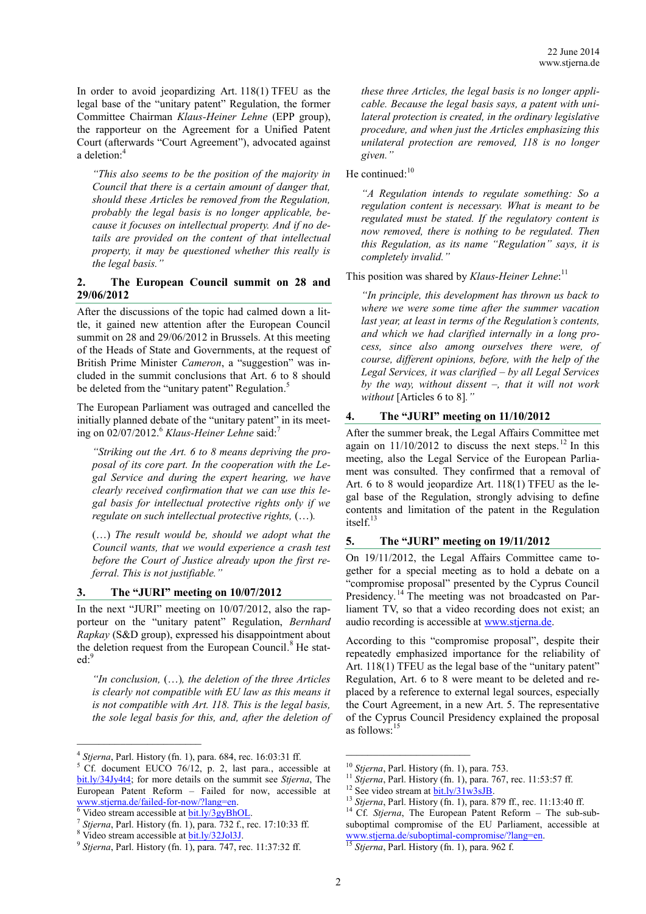In order to avoid jeopardizing Art. 118(1) TFEU as the legal base of the "unitary patent" Regulation, the former Committee Chairman *Klaus-Heiner Lehne* (EPP group), the rapporteur on the Agreement for a Unified Patent Court (afterwards "Court Agreement"), advocated against a deletion:[4]

> *"This also seems to be the position of the majority in Council that there is a certain amount of danger that, should these Articles be removed from the Regulation, probably the legal basis is no longer applicable, because it focuses on intellectual property. And if no details are provided on the content of that intellectual property, it may be questioned whether this really is the legal basis."*

## 2. The European Council summit on 28 and 29/06/2012

After the discussions of the topic had calmed down a little, it gained new attention after the European Council summit on 28 and 29/06/2012 in Brussels. At this meeting of the Heads of State and Governments, at the request of British Prime Minister *Cameron*, a "suggestion" was included in the summit conclusions that Art. 6 to 8 should be deleted from the "unitary patent" Regulation.[5]

The European Parliament was outraged and cancelled the initially planned debate of the "unitary patent" in its meeting on 02/07/2012.[6] *Klaus-Heiner Lehne* said:[7]

> *"Striking out the Art. 6 to 8 means depriving the proposal of its core part. In the cooperation with the Legal Service and during the expert hearing, we have clearly received confirmation that we can use this legal basis for intellectual protective rights only if we regulate on such intellectual protective rights,* (…).
>
> (…) *The result would be, should we adopt what the Council wants, that we would experience a crash test before the Court of Justice already upon the first referral. This is not justifiable."*

## 3. The "JURI" meeting on 10/07/2012

In the next "JURI" meeting on 10/07/2012, also the rapporteur on the "unitary patent" Regulation, *Bernhard Rapkay* (S&D group), expressed his disappointment about the deletion request from the European Council.[8] He stated:[9]

> *"In conclusion,* (…)*, the deletion of the three Articles is clearly not compatible with EU law as this means it is not compatible with Art. 118. This is the legal basis, the sole legal basis for this, and, after the deletion of these three Articles, the legal basis is no longer applicable. Because the legal basis says, a patent with unilateral protection is created, in the ordinary legislative procedure, and when just the Articles emphasizing this unilateral protection are removed, 118 is no longer given."*

He continued:[10]

> *"A Regulation intends to regulate something: So a regulation content is necessary. What is meant to be regulated must be stated. If the regulatory content is now removed, there is nothing to be regulated. Then this Regulation, as its name "Regulation" says, it is completely invalid."*

This position was shared by *Klaus-Heiner Lehne*:[11]

> *"In principle, this development has thrown us back to where we were some time after the summer vacation last year, at least in terms of the Regulation's contents, and which we had clarified internally in a long process, since also among ourselves there were, of course, different opinions, before, with the help of the Legal Services, it was clarified – by all Legal Services by the way, without dissent –, that it will not work without* [Articles 6 to 8]*."*

## 4. The "JURI" meeting on 11/10/2012

After the summer break, the Legal Affairs Committee met again on 11/10/2012 to discuss the next steps.[12] In this meeting, also the Legal Service of the European Parliament was consulted. They confirmed that a removal of Art. 6 to 8 would jeopardize Art. 118(1) TFEU as the legal base of the Regulation, strongly advising to define contents and limitation of the patent in the Regulation itself.[13]

## 5. The "JURI" meeting on 19/11/2012

On 19/11/2012, the Legal Affairs Committee came together for a special meeting as to hold a debate on a "compromise proposal" presented by the Cyprus Council Presidency.[14] The meeting was not broadcasted on Parliament TV, so that a video recording does not exist; an audio recording is accessible at www.stjerna.de.

According to this "compromise proposal", despite their repeatedly emphasized importance for the reliability of Art. 118(1) TFEU as the legal base of the "unitary patent" Regulation, Art. 6 to 8 were meant to be deleted and replaced by a reference to external legal sources, especially the Court Agreement, in a new Art. 5. The representative of the Cyprus Council Presidency explained the proposal as follows:[15]

---

[4] *Stjerna*, Parl. History (fn. 1), para. 684, rec. 16:03:31 ff.

[5] Cf. document EUCO 76/12, p. 2, last para., accessible at bit.ly/34Jy4t4; for more details on the summit see *Stjerna*, The European Patent Reform – Failed for now, accessible at www.stjerna.de/failed-for-now/?lang=en.

[6] Video stream accessible at bit.ly/3gyBhOL.

[7] *Stjerna*, Parl. History (fn. 1), para. 732 f., rec. 17:10:33 ff.

[8] Video stream accessible at bit.ly/32Jol3J.

[9] *Stjerna*, Parl. History (fn. 1), para. 747, rec. 11:37:32 ff.

[10] *Stjerna*, Parl. History (fn. 1), para. 753.

[11] *Stjerna*, Parl. History (fn. 1), para. 767, rec. 11:53:57 ff.

[12] See video stream at bit.ly/31w3sJB.

[13] *Stjerna*, Parl. History (fn. 1), para. 879 ff., rec. 11:13:40 ff.

[14] Cf. *Stjerna*, The European Patent Reform – The sub-sub-suboptimal compromise of the EU Parliament, accessible at www.stjerna.de/suboptimal-compromise/?lang=en.

[15] *Stjerna*, Parl. History (fn. 1), para. 962 f.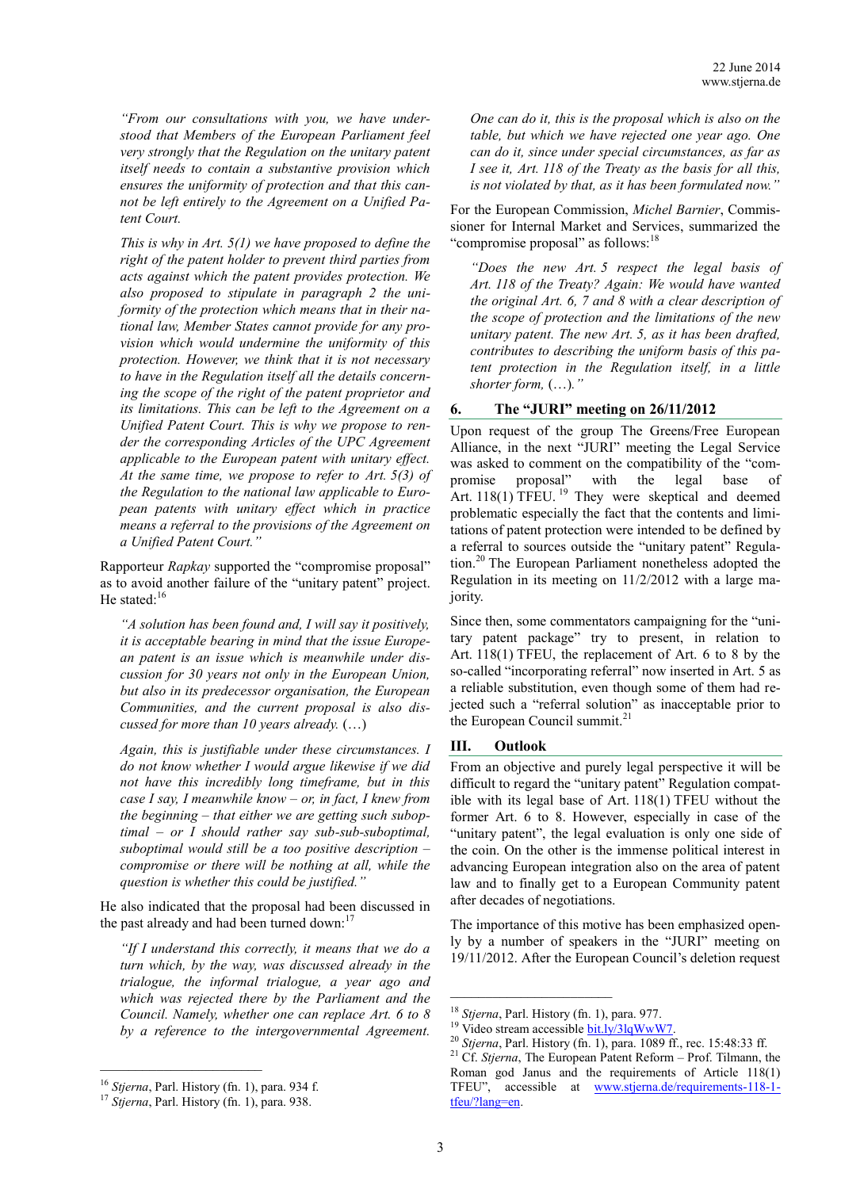*"From our consultations with you, we have understood that Members of the European Parliament feel very strongly that the Regulation on the unitary patent itself needs to contain a substantive provision which ensures the uniformity of protection and that this cannot be left entirely to the Agreement on a Unified Patent Court.*

*This is why in Art. 5(1) we have proposed to define the right of the patent holder to prevent third parties from acts against which the patent provides protection. We also proposed to stipulate in paragraph 2 the uniformity of the protection which means that in their national law, Member States cannot provide for any provision which would undermine the uniformity of this protection. However, we think that it is not necessary to have in the Regulation itself all the details concerning the scope of the right of the patent proprietor and its limitations. This can be left to the Agreement on a Unified Patent Court. This is why we propose to render the corresponding Articles of the UPC Agreement applicable to the European patent with unitary effect. At the same time, we propose to refer to Art. 5(3) of the Regulation to the national law applicable to European patents with unitary effect which in practice means a referral to the provisions of the Agreement on a Unified Patent Court."*

Rapporteur *Rapkay* supported the "compromise proposal" as to avoid another failure of the "unitary patent" project. He stated:[16]

*"A solution has been found and, I will say it positively, it is acceptable bearing in mind that the issue European patent is an issue which is meanwhile under discussion for 30 years not only in the European Union, but also in its predecessor organisation, the European Communities, and the current proposal is also discussed for more than 10 years already.* (…)

*Again, this is justifiable under these circumstances. I do not know whether I would argue likewise if we did not have this incredibly long timeframe, but in this case I say, I meanwhile know – or, in fact, I knew from the beginning – that either we are getting such suboptimal – or I should rather say sub-sub-suboptimal, suboptimal would still be a too positive description – compromise or there will be nothing at all, while the question is whether this could be justified."*

He also indicated that the proposal had been discussed in the past already and had been turned down:[17]

*"If I understand this correctly, it means that we do a turn which, by the way, was discussed already in the trialogue, the informal trialogue, a year ago and which was rejected there by the Parliament and the Council. Namely, whether one can replace Art. 6 to 8 by a reference to the intergovernmental Agreement. One can do it, this is the proposal which is also on the table, but which we have rejected one year ago. One can do it, since under special circumstances, as far as I see it, Art. 118 of the Treaty as the basis for all this, is not violated by that, as it has been formulated now."*

For the European Commission, *Michel Barnier*, Commissioner for Internal Market and Services, summarized the "compromise proposal" as follows:[18]

*"Does the new Art. 5 respect the legal basis of Art. 118 of the Treaty? Again: We would have wanted the original Art. 6, 7 and 8 with a clear description of the scope of protection and the limitations of the new unitary patent. The new Art. 5, as it has been drafted, contributes to describing the uniform basis of this patent protection in the Regulation itself, in a little shorter form,* (…)*."*

## 6. The "JURI" meeting on 26/11/2012

Upon request of the group The Greens/Free European Alliance, in the next "JURI" meeting the Legal Service was asked to comment on the compatibility of the "compromise proposal" with the legal base of Art. 118(1) TFEU.[19] They were skeptical and deemed problematic especially the fact that the contents and limitations of patent protection were intended to be defined by a referral to sources outside the "unitary patent" Regulation.[20] The European Parliament nonetheless adopted the Regulation in its meeting on 11/2/2012 with a large majority.

Since then, some commentators campaigning for the "unitary patent package" try to present, in relation to Art. 118(1) TFEU, the replacement of Art. 6 to 8 by the so-called "incorporating referral" now inserted in Art. 5 as a reliable substitution, even though some of them had rejected such a "referral solution" as inacceptable prior to the European Council summit.[21]

# III. Outlook

From an objective and purely legal perspective it will be difficult to regard the "unitary patent" Regulation compatible with its legal base of Art. 118(1) TFEU without the former Art. 6 to 8. However, especially in case of the "unitary patent", the legal evaluation is only one side of the coin. On the other is the immense political interest in advancing European integration also on the area of patent law and to finally get to a European Community patent after decades of negotiations.

The importance of this motive has been emphasized openly by a number of speakers in the "JURI" meeting on 19/11/2012. After the European Council's deletion request

---

[16] *Stjerna*, Parl. History (fn. 1), para. 934 f.

[17] *Stjerna*, Parl. History (fn. 1), para. 938.

[18] *Stjerna*, Parl. History (fn. 1), para. 977.

[19] Video stream accessible bit.ly/3lqWwW7.

[20] *Stjerna*, Parl. History (fn. 1), para. 1089 ff., rec. 15:48:33 ff.

[21] Cf. *Stjerna*, The European Patent Reform – Prof. Tilmann, the Roman god Janus and the requirements of Article 118(1) TFEU", accessible at www.stjerna.de/requirements-118-1-tfeu/?lang=en.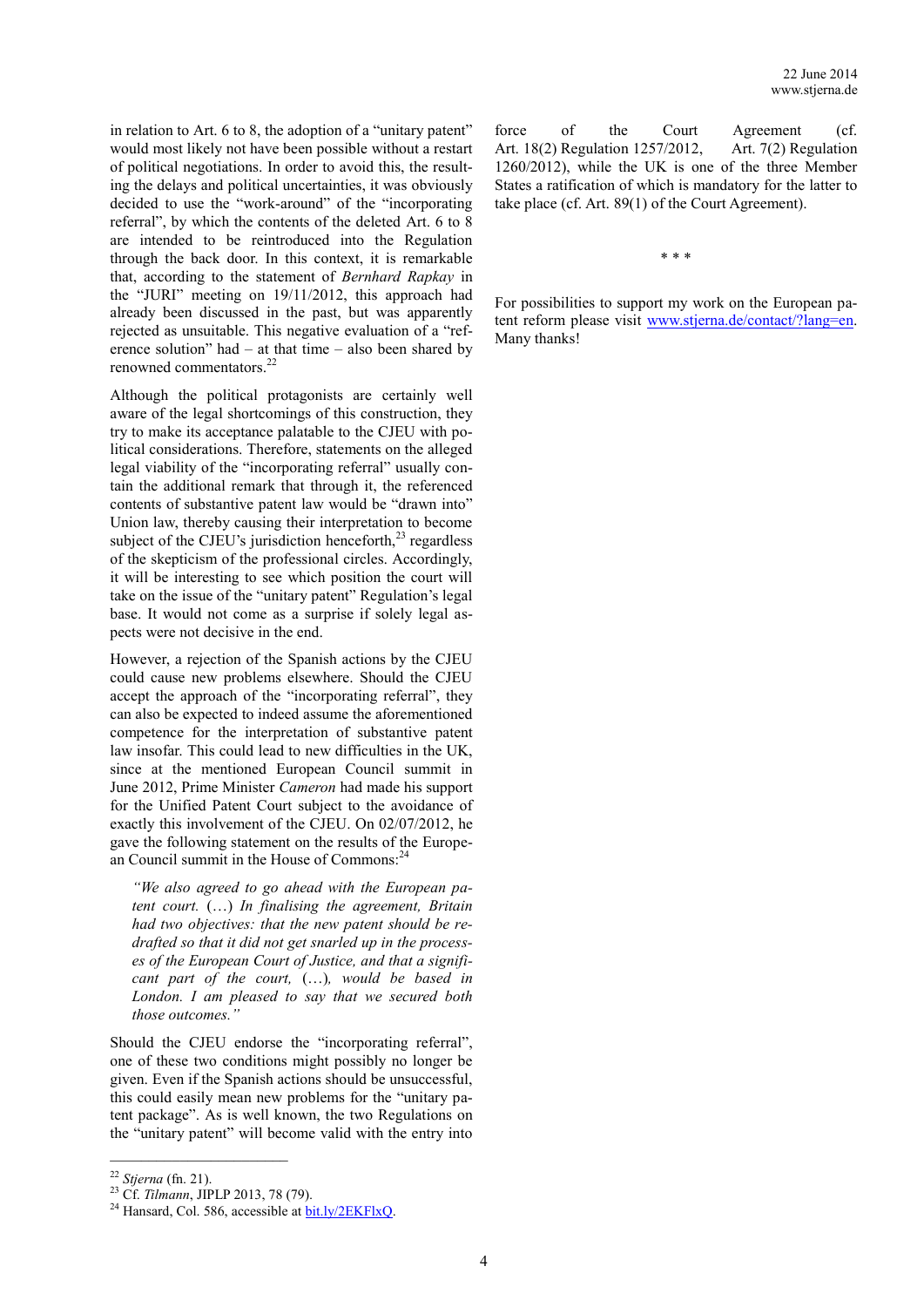in relation to Art. 6 to 8, the adoption of a "unitary patent" would most likely not have been possible without a restart of political negotiations. In order to avoid this, the resulting the delays and political uncertainties, it was obviously decided to use the "work-around" of the "incorporating referral", by which the contents of the deleted Art. 6 to 8 are intended to be reintroduced into the Regulation through the back door. In this context, it is remarkable that, according to the statement of *Bernhard Rapkay* in the "JURI" meeting on 19/11/2012, this approach had already been discussed in the past, but was apparently rejected as unsuitable. This negative evaluation of a "reference solution" had – at that time – also been shared by renowned commentators.[22]

Although the political protagonists are certainly well aware of the legal shortcomings of this construction, they try to make its acceptance palatable to the CJEU with political considerations. Therefore, statements on the alleged legal viability of the "incorporating referral" usually contain the additional remark that through it, the referenced contents of substantive patent law would be "drawn into" Union law, thereby causing their interpretation to become subject of the CJEU's jurisdiction henceforth,[23] regardless of the skepticism of the professional circles. Accordingly, it will be interesting to see which position the court will take on the issue of the "unitary patent" Regulation's legal base. It would not come as a surprise if solely legal aspects were not decisive in the end.

However, a rejection of the Spanish actions by the CJEU could cause new problems elsewhere. Should the CJEU accept the approach of the "incorporating referral", they can also be expected to indeed assume the aforementioned competence for the interpretation of substantive patent law insofar. This could lead to new difficulties in the UK, since at the mentioned European Council summit in June 2012, Prime Minister *Cameron* had made his support for the Unified Patent Court subject to the avoidance of exactly this involvement of the CJEU. On 02/07/2012, he gave the following statement on the results of the European Council summit in the House of Commons:[24]

> *"We also agreed to go ahead with the European patent court.* (…) *In finalising the agreement, Britain had two objectives: that the new patent should be redrafted so that it did not get snarled up in the processes of the European Court of Justice, and that a significant part of the court,* (…)*, would be based in London. I am pleased to say that we secured both those outcomes."*

Should the CJEU endorse the "incorporating referral", one of these two conditions might possibly no longer be given. Even if the Spanish actions should be unsuccessful, this could easily mean new problems for the "unitary patent package". As is well known, the two Regulations on the "unitary patent" will become valid with the entry into force of the Court Agreement (cf. Art. 18(2) Regulation 1257/2012, Art. 7(2) Regulation 1260/2012), while the UK is one of the three Member States a ratification of which is mandatory for the latter to take place (cf. Art. 89(1) of the Court Agreement).

\* \* \*

For possibilities to support my work on the European patent reform please visit www.stjerna.de/contact/?lang=en. Many thanks!

---

[22] *Stjerna* (fn. 21).

[23] Cf. *Tilmann*, JIPLP 2013, 78 (79).

[24] Hansard, Col. 586, accessible at bit.ly/2EKFlxQ.